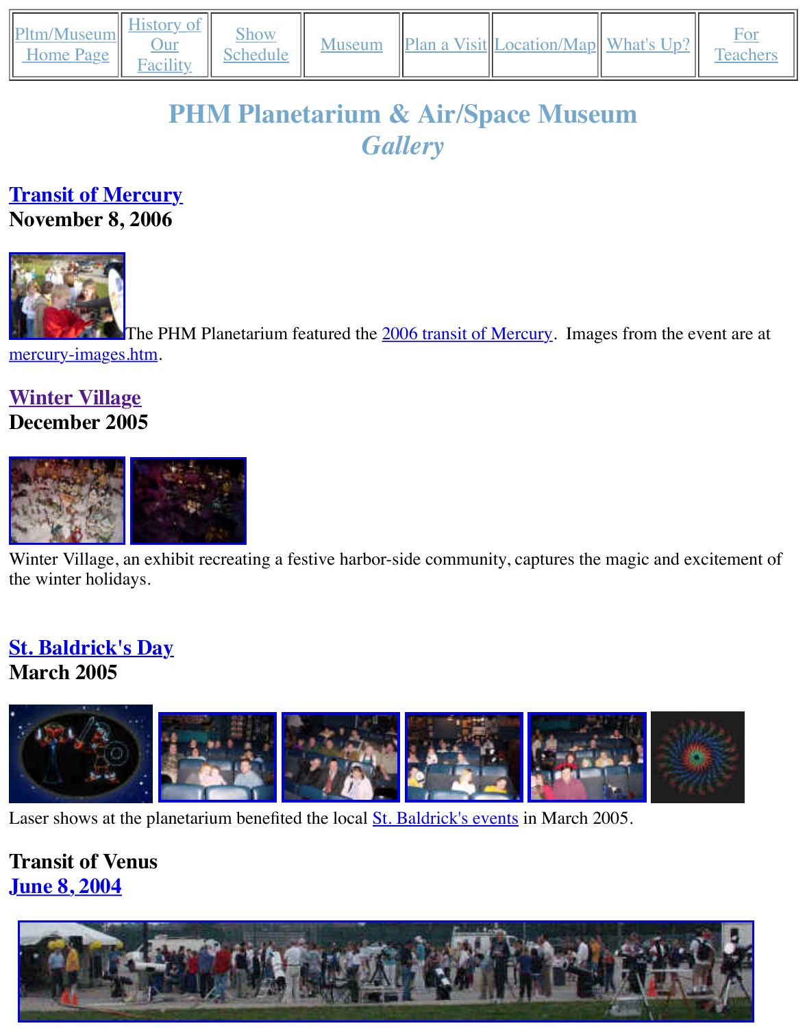| Pltm/Museum Home Page | History of Our Facility | Show Schedule | Museum | Plan a Visit | Location/Map | What's Up? | For Teachers |
|---|---|---|---|---|---|---|---|

# PHM Planetarium & Air/Space Museum
## *Gallery*

### Transit of Mercury
### November 8, 2006

The PHM Planetarium featured the 2006 transit of Mercury. Images from the event are at mercury-images.htm.

### Winter Village
### December 2005

Winter Village, an exhibit recreating a festive harbor-side community, captures the magic and excitement of the winter holidays.

### St. Baldrick's Day
### March 2005

Laser shows at the planetarium benefited the local St. Baldrick's events in March 2005.

### Transit of Venus
### June 8, 2004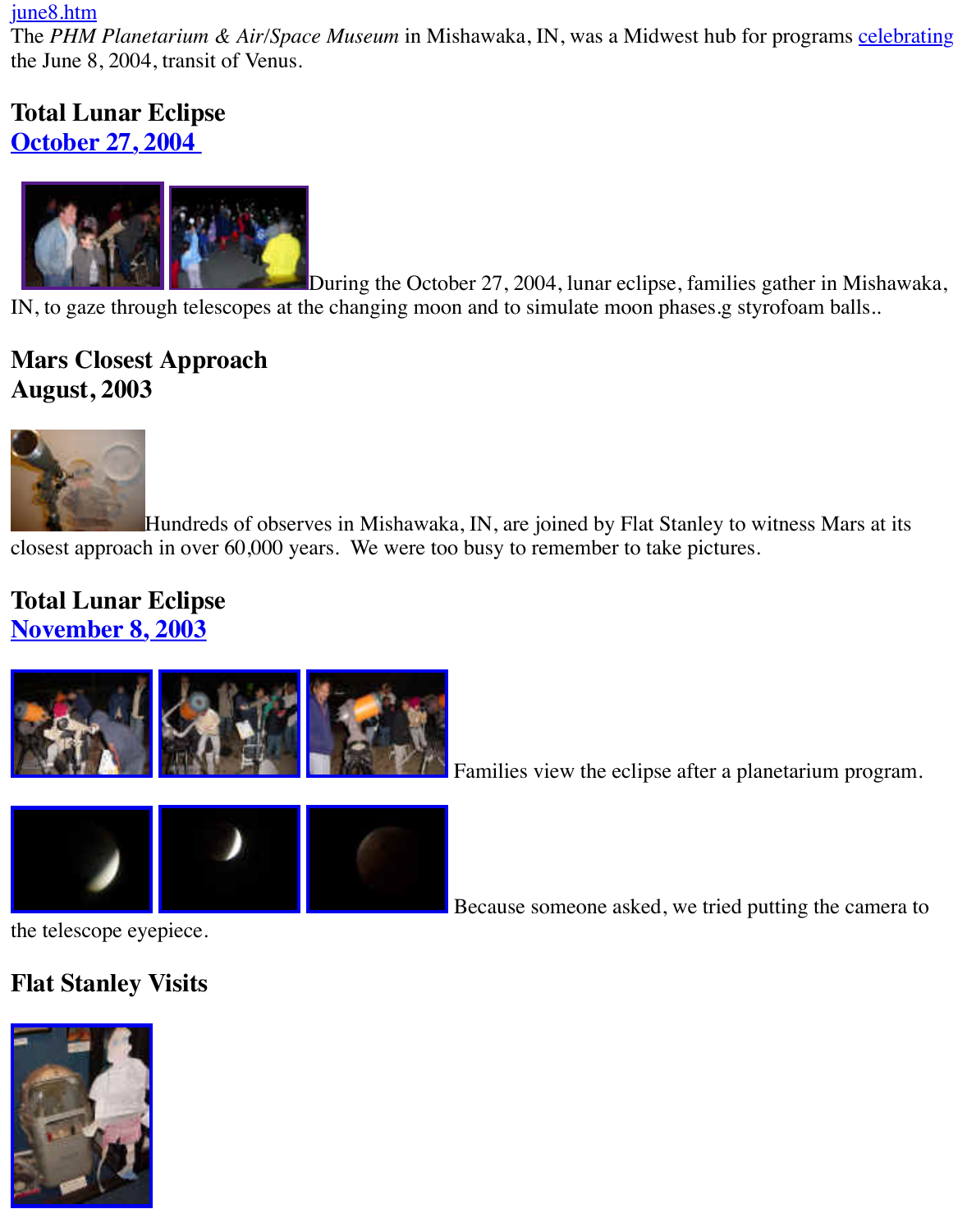june8.htm

The *PHM Planetarium & Air/Space Museum* in Mishawaka, IN, was a Midwest hub for programs celebrating the June 8, 2004, transit of Venus.

### Total Lunar Eclipse
### October 27, 2004

During the October 27, 2004, lunar eclipse, families gather in Mishawaka, IN, to gaze through telescopes at the changing moon and to simulate moon phases.g styrofoam balls..

### Mars Closest Approach
### August, 2003

Hundreds of observes in Mishawaka, IN, are joined by Flat Stanley to witness Mars at its closest approach in over 60,000 years.  We were too busy to remember to take pictures.

### Total Lunar Eclipse
### November 8, 2003

Families view the eclipse after a planetarium program.

Because someone asked, we tried putting the camera to the telescope eyepiece.

### Flat Stanley Visits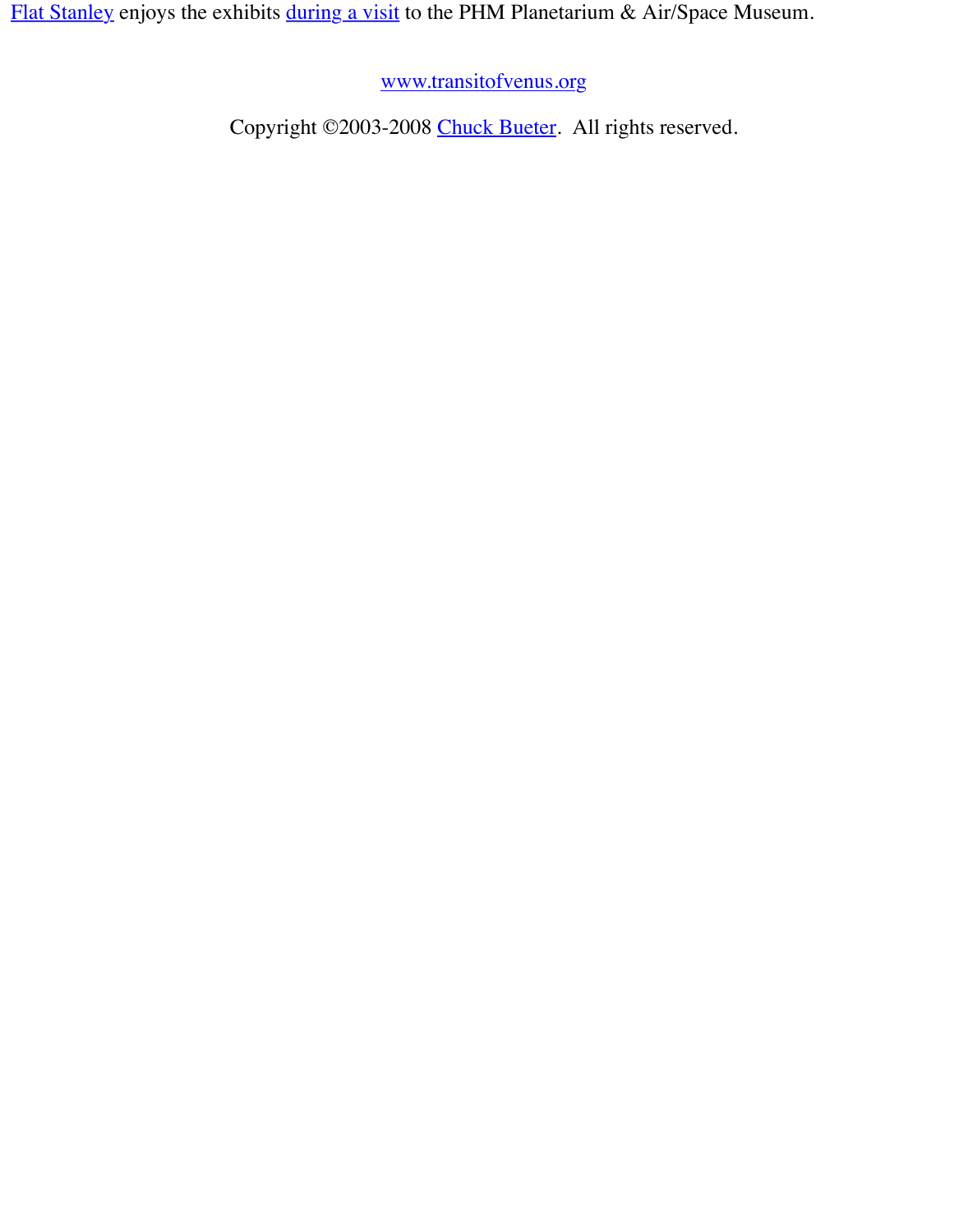Flat Stanley enjoys the exhibits during a visit to the PHM Planetarium & Air/Space Museum.

www.transitofvenus.org

Copyright ©2003-2008 Chuck Bueter. All rights reserved.